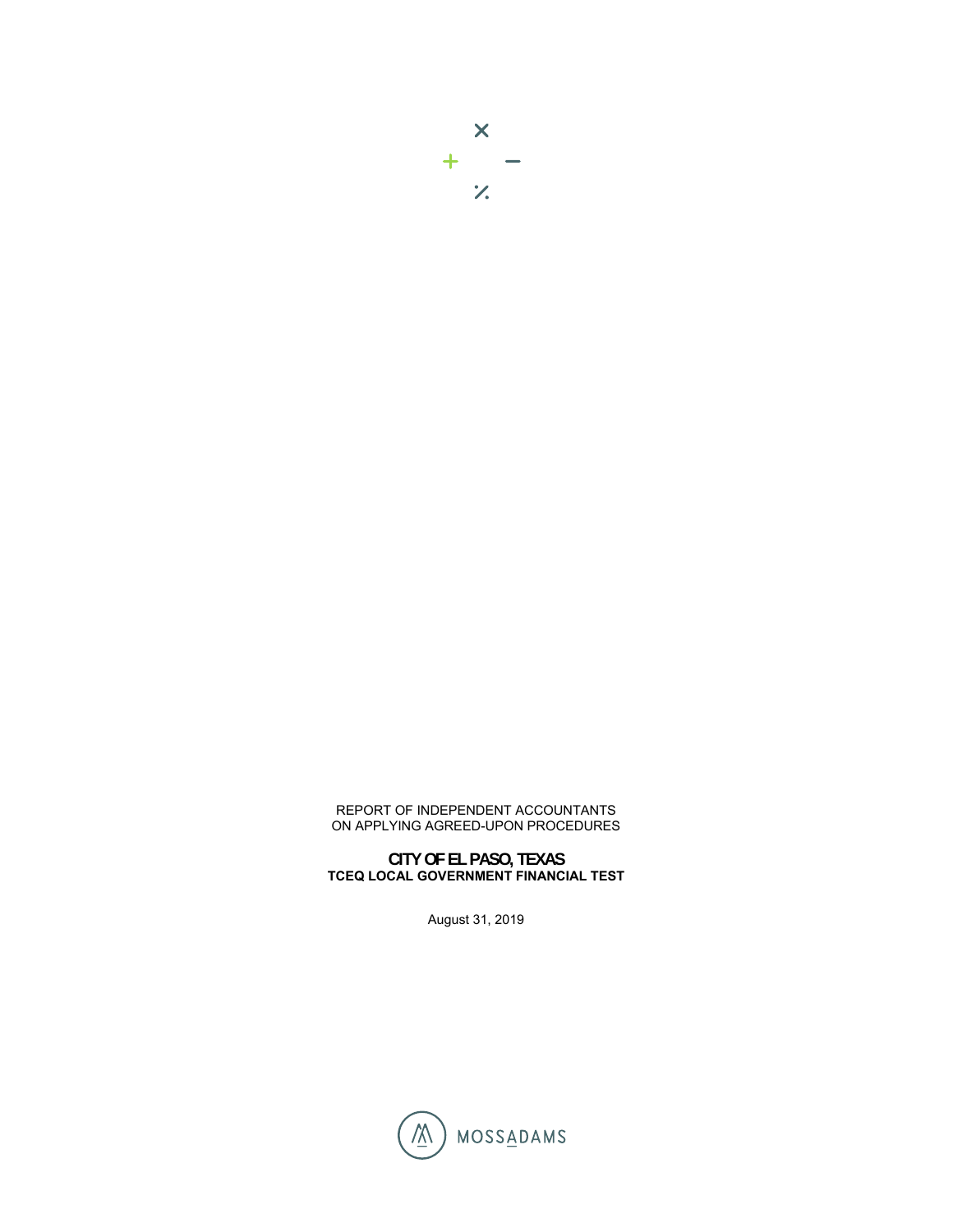REPORT OF INDEPENDENT ACCOUNTANTS
ON APPLYING AGREED-UPON PROCEDURES

# CITY OF EL PASO, TEXAS
## TCEQ LOCAL GOVERNMENT FINANCIAL TEST

August 31, 2019

MOSSADAMS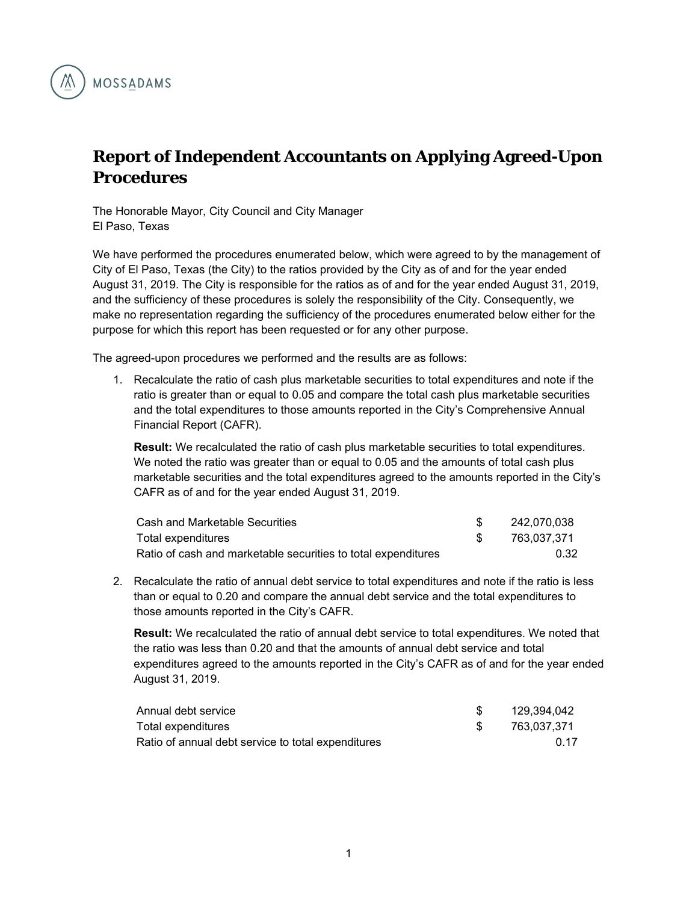MOSSADAMS

# Report of Independent Accountants on Applying Agreed-Upon Procedures

The Honorable Mayor, City Council and City Manager
El Paso, Texas

We have performed the procedures enumerated below, which were agreed to by the management of City of El Paso, Texas (the City) to the ratios provided by the City as of and for the year ended August 31, 2019. The City is responsible for the ratios as of and for the year ended August 31, 2019, and the sufficiency of these procedures is solely the responsibility of the City. Consequently, we make no representation regarding the sufficiency of the procedures enumerated below either for the purpose for which this report has been requested or for any other purpose.

The agreed-upon procedures we performed and the results are as follows:

1. Recalculate the ratio of cash plus marketable securities to total expenditures and note if the ratio is greater than or equal to 0.05 and compare the total cash plus marketable securities and the total expenditures to those amounts reported in the City's Comprehensive Annual Financial Report (CAFR).

   **Result:** We recalculated the ratio of cash plus marketable securities to total expenditures. We noted the ratio was greater than or equal to 0.05 and the amounts of total cash plus marketable securities and the total expenditures agreed to the amounts reported in the City's CAFR as of and for the year ended August 31, 2019.

   | | | |
   |---|---|---|
   | Cash and Marketable Securities | $ | 242,070,038 |
   | Total expenditures | $ | 763,037,371 |
   | Ratio of cash and marketable securities to total expenditures | | 0.32 |

2. Recalculate the ratio of annual debt service to total expenditures and note if the ratio is less than or equal to 0.20 and compare the annual debt service and the total expenditures to those amounts reported in the City's CAFR.

   **Result:** We recalculated the ratio of annual debt service to total expenditures. We noted that the ratio was less than 0.20 and that the amounts of annual debt service and total expenditures agreed to the amounts reported in the City's CAFR as of and for the year ended August 31, 2019.

   | | | |
   |---|---|---|
   | Annual debt service | $ | 129,394,042 |
   | Total expenditures | $ | 763,037,371 |
   | Ratio of annual debt service to total expenditures | | 0.17 |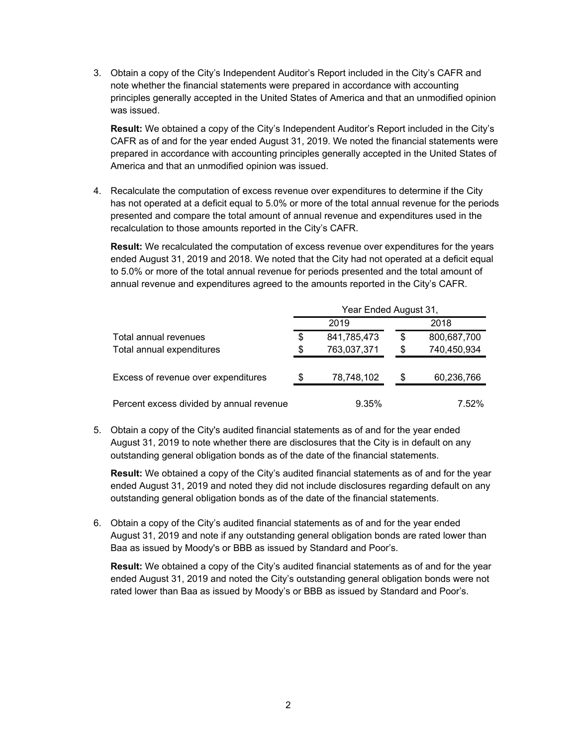3. Obtain a copy of the City's Independent Auditor's Report included in the City's CAFR and note whether the financial statements were prepared in accordance with accounting principles generally accepted in the United States of America and that an unmodified opinion was issued.

   **Result:** We obtained a copy of the City's Independent Auditor's Report included in the City's CAFR as of and for the year ended August 31, 2019. We noted the financial statements were prepared in accordance with accounting principles generally accepted in the United States of America and that an unmodified opinion was issued.

4. Recalculate the computation of excess revenue over expenditures to determine if the City has not operated at a deficit equal to 5.0% or more of the total annual revenue for the periods presented and compare the total amount of annual revenue and expenditures used in the recalculation to those amounts reported in the City's CAFR.

   **Result:** We recalculated the computation of excess revenue over expenditures for the years ended August 31, 2019 and 2018. We noted that the City had not operated at a deficit equal to 5.0% or more of the total annual revenue for periods presented and the total amount of annual revenue and expenditures agreed to the amounts reported in the City's CAFR.

| | Year Ended August 31, | |
|---|---|---|
| | 2019 | 2018 |
| Total annual revenues | $ 841,785,473 | $ 800,687,700 |
| Total annual expenditures | $ 763,037,371 | $ 740,450,934 |
| Excess of revenue over expenditures | $ 78,748,102 | $ 60,236,766 |
| Percent excess divided by annual revenue | 9.35% | 7.52% |

5. Obtain a copy of the City's audited financial statements as of and for the year ended August 31, 2019 to note whether there are disclosures that the City is in default on any outstanding general obligation bonds as of the date of the financial statements.

   **Result:** We obtained a copy of the City's audited financial statements as of and for the year ended August 31, 2019 and noted they did not include disclosures regarding default on any outstanding general obligation bonds as of the date of the financial statements.

6. Obtain a copy of the City's audited financial statements as of and for the year ended August 31, 2019 and note if any outstanding general obligation bonds are rated lower than Baa as issued by Moody's or BBB as issued by Standard and Poor's.

   **Result:** We obtained a copy of the City's audited financial statements as of and for the year ended August 31, 2019 and noted the City's outstanding general obligation bonds were not rated lower than Baa as issued by Moody's or BBB as issued by Standard and Poor's.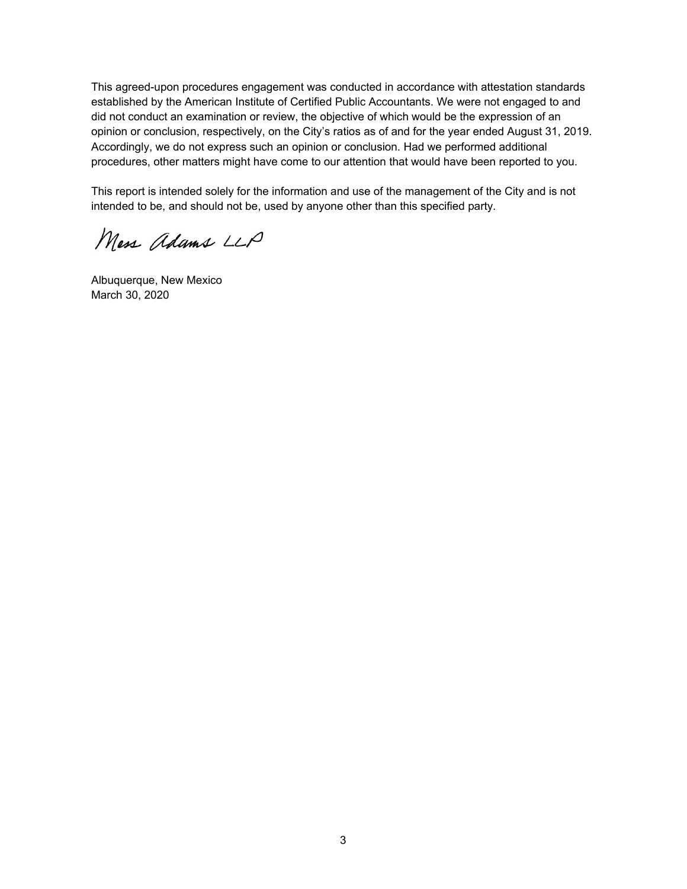This agreed-upon procedures engagement was conducted in accordance with attestation standards established by the American Institute of Certified Public Accountants. We were not engaged to and did not conduct an examination or review, the objective of which would be the expression of an opinion or conclusion, respectively, on the City's ratios as of and for the year ended August 31, 2019. Accordingly, we do not express such an opinion or conclusion. Had we performed additional procedures, other matters might have come to our attention that would have been reported to you.

This report is intended solely for the information and use of the management of the City and is not intended to be, and should not be, used by anyone other than this specified party.

Moss Adams LLP

Albuquerque, New Mexico
March 30, 2020